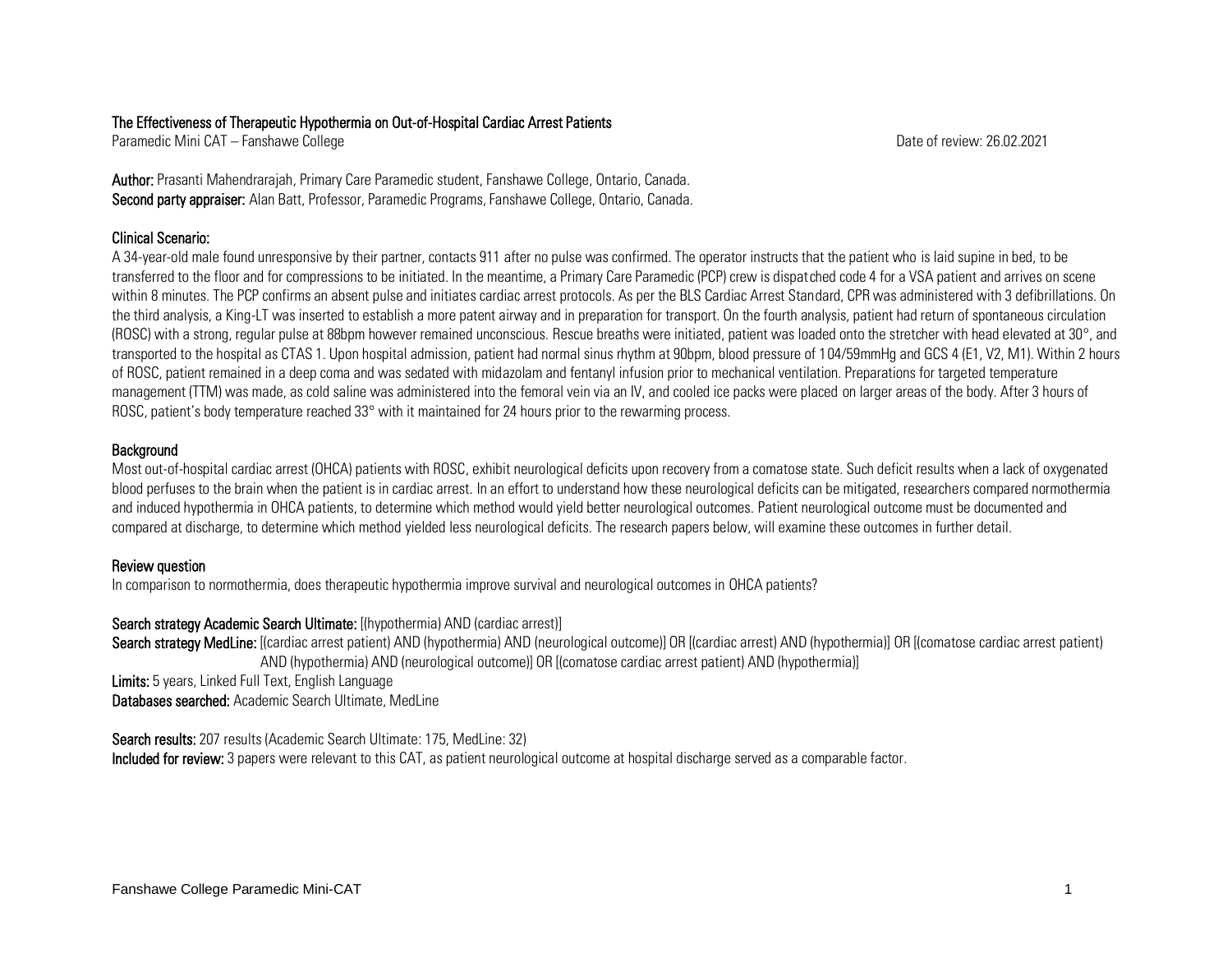# The Effectiveness of Therapeutic Hypothermia on Out-of-Hospital Cardiac Arrest Patients

Paramedic Mini CAT – Fanshawe College

Date of review: 26.02.2021

**Author:** Prasanti Mahendrarajah, Primary Care Paramedic student, Fanshawe College, Ontario, Canada.
**Second party appraiser:** Alan Batt, Professor, Paramedic Programs, Fanshawe College, Ontario, Canada.

## Clinical Scenario:

A 34-year-old male found unresponsive by their partner, contacts 911 after no pulse was confirmed. The operator instructs that the patient who is laid supine in bed, to be transferred to the floor and for compressions to be initiated. In the meantime, a Primary Care Paramedic (PCP) crew is dispatched code 4 for a VSA patient and arrives on scene within 8 minutes. The PCP confirms an absent pulse and initiates cardiac arrest protocols. As per the BLS Cardiac Arrest Standard, CPR was administered with 3 defibrillations. On the third analysis, a King-LT was inserted to establish a more patent airway and in preparation for transport. On the fourth analysis, patient had return of spontaneous circulation (ROSC) with a strong, regular pulse at 88bpm however remained unconscious. Rescue breaths were initiated, patient was loaded onto the stretcher with head elevated at 30°, and transported to the hospital as CTAS 1. Upon hospital admission, patient had normal sinus rhythm at 90bpm, blood pressure of 104/59mmHg and GCS 4 (E1, V2, M1). Within 2 hours of ROSC, patient remained in a deep coma and was sedated with midazolam and fentanyl infusion prior to mechanical ventilation. Preparations for targeted temperature management (TTM) was made, as cold saline was administered into the femoral vein via an IV, and cooled ice packs were placed on larger areas of the body. After 3 hours of ROSC, patient's body temperature reached 33° with it maintained for 24 hours prior to the rewarming process.

## Background

Most out-of-hospital cardiac arrest (OHCA) patients with ROSC, exhibit neurological deficits upon recovery from a comatose state. Such deficit results when a lack of oxygenated blood perfuses to the brain when the patient is in cardiac arrest. In an effort to understand how these neurological deficits can be mitigated, researchers compared normothermia and induced hypothermia in OHCA patients, to determine which method would yield better neurological outcomes. Patient neurological outcome must be documented and compared at discharge, to determine which method yielded less neurological deficits. The research papers below, will examine these outcomes in further detail.

## Review question

In comparison to normothermia, does therapeutic hypothermia improve survival and neurological outcomes in OHCA patients?

**Search strategy Academic Search Ultimate:** [(hypothermia) AND (cardiac arrest)]
**Search strategy MedLine:** [(cardiac arrest patient) AND (hypothermia) AND (neurological outcome)] OR [(cardiac arrest) AND (hypothermia)] OR [(comatose cardiac arrest patient) AND (hypothermia) AND (neurological outcome)] OR [(comatose cardiac arrest patient) AND (hypothermia)]
**Limits:** 5 years, Linked Full Text, English Language
**Databases searched:** Academic Search Ultimate, MedLine

**Search results:** 207 results (Academic Search Ultimate: 175, MedLine: 32)
**Included for review:** 3 papers were relevant to this CAT, as patient neurological outcome at hospital discharge served as a comparable factor.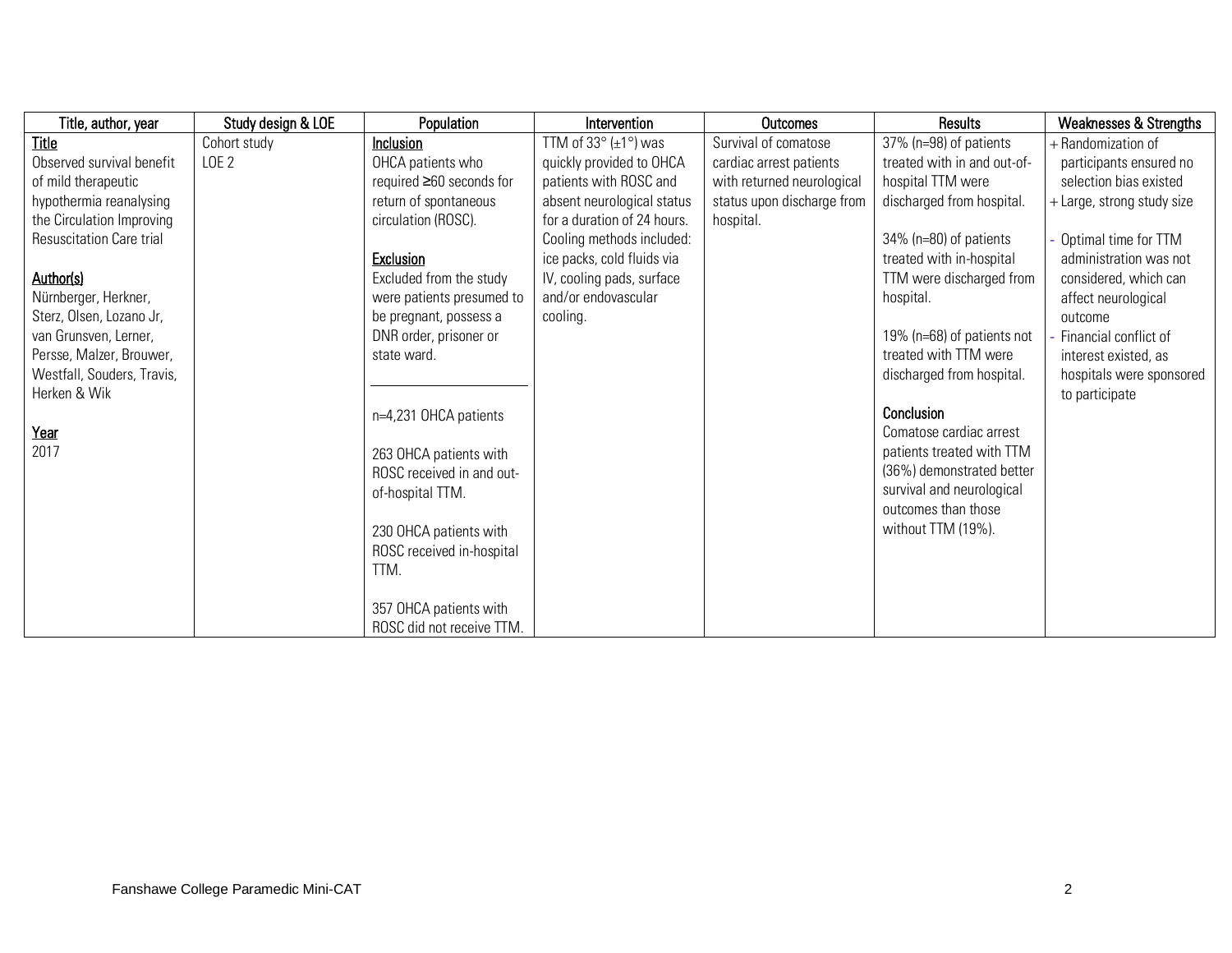| Title, author, year | Study design & LOE | Population | Intervention | Outcomes | Results | Weaknesses & Strengths |
|---|---|---|---|---|---|---|
| <u>Title</u><br>Observed survival benefit of mild therapeutic hypothermia reanalysing the Circulation Improving Resuscitation Care trial<br><br><u>Author(s)</u><br>Nürnberger, Herkner, Sterz, Olsen, Lozano Jr, van Grunsven, Lerner, Persse, Malzer, Brouwer, Westfall, Souders, Travis, Herken & Wik<br><br><u>Year</u><br>2017 | Cohort study<br>LOE 2 | <u>Inclusion</u><br>OHCA patients who required ≥60 seconds for return of spontaneous circulation (ROSC).<br><br><u>Exclusion</u><br>Excluded from the study were patients presumed to be pregnant, possess a DNR order, prisoner or state ward.<br><br>n=4,231 OHCA patients<br><br>263 OHCA patients with ROSC received in and out-of-hospital TTM.<br><br>230 OHCA patients with ROSC received in-hospital TTM.<br><br>357 OHCA patients with ROSC did not receive TTM. | TTM of 33° (±1°) was quickly provided to OHCA patients with ROSC and absent neurological status for a duration of 24 hours. Cooling methods included: ice packs, cold fluids via IV, cooling pads, surface and/or endovascular cooling. | Survival of comatose cardiac arrest patients with returned neurological status upon discharge from hospital. | 37% (n=98) of patients treated with in and out-of-hospital TTM were discharged from hospital.<br><br>34% (n=80) of patients treated with in-hospital TTM were discharged from hospital.<br><br>19% (n=68) of patients not treated with TTM were discharged from hospital.<br><br>**Conclusion**<br>Comatose cardiac arrest patients treated with TTM (36%) demonstrated better survival and neurological outcomes than those without TTM (19%). | + Randomization of participants ensured no selection bias existed<br>+ Large, strong study size<br><br>- Optimal time for TTM administration was not considered, which can affect neurological outcome<br>- Financial conflict of interest existed, as hospitals were sponsored to participate |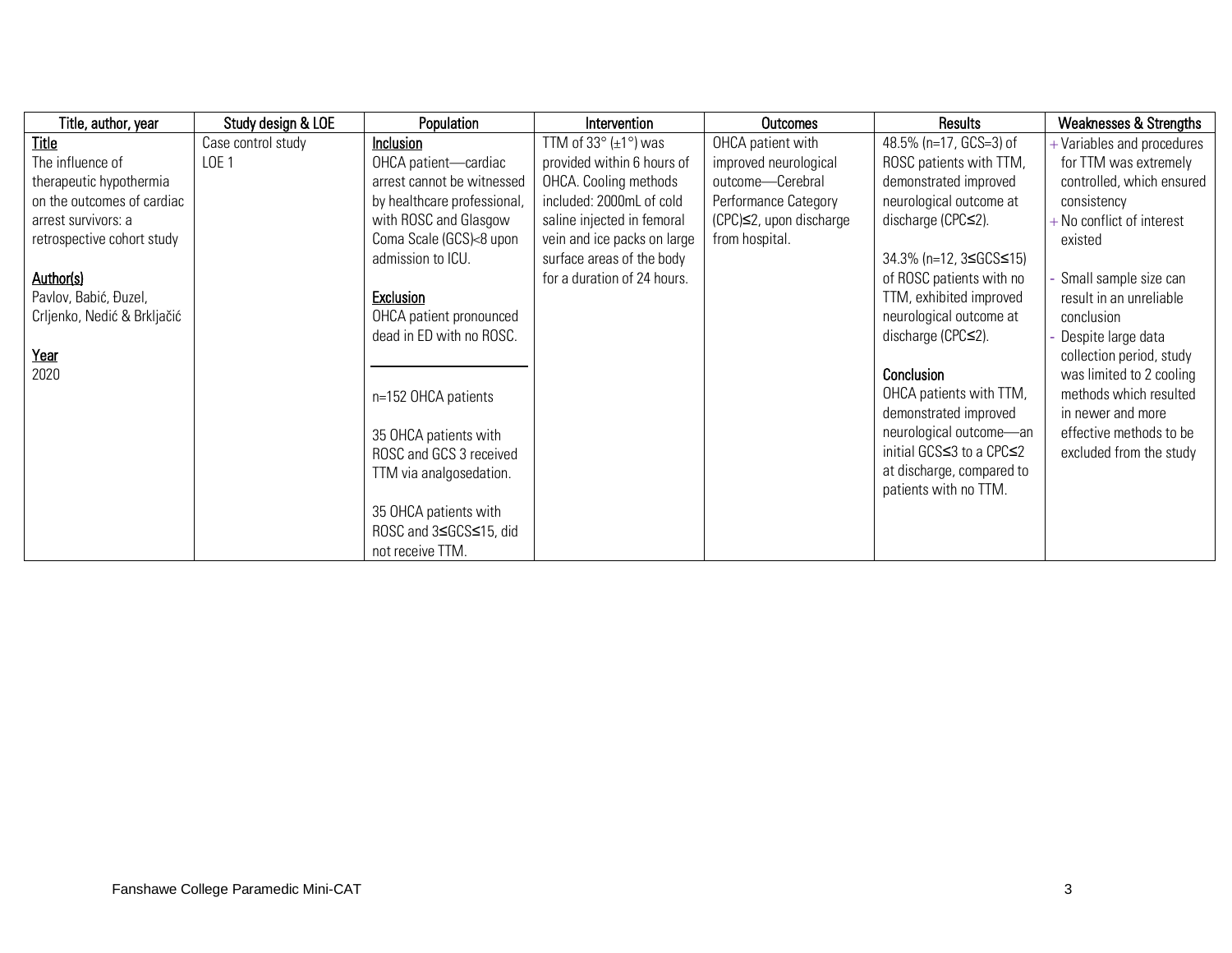| Title, author, year | Study design & LOE | Population | Intervention | Outcomes | Results | Weaknesses & Strengths |
|---|---|---|---|---|---|---|
| **Title**<br>The influence of therapeutic hypothermia on the outcomes of cardiac arrest survivors: a retrospective cohort study<br><br>**Author(s)**<br>Pavlov, Babić, Đuzel, Crljenko, Nedić & Brkljačić<br><br>**Year**<br>2020 | Case control study<br>LOE 1 | **Inclusion**<br>OHCA patient—cardiac arrest cannot be witnessed by healthcare professional, with ROSC and Glasgow Coma Scale (GCS)<8 upon admission to ICU.<br><br>**Exclusion**<br>OHCA patient pronounced dead in ED with no ROSC.<br><br>n=152 OHCA patients<br><br>35 OHCA patients with ROSC and GCS 3 received TTM via analgosedation.<br><br>35 OHCA patients with ROSC and 3≤GCS≤15, did not receive TTM. | TTM of 33° (±1°) was provided within 6 hours of OHCA. Cooling methods included: 2000mL of cold saline injected in femoral vein and ice packs on large surface areas of the body for a duration of 24 hours. | OHCA patient with improved neurological outcome—Cerebral Performance Category (CPC)≤2, upon discharge from hospital. | 48.5% (n=17, GCS=3) of ROSC patients with TTM, demonstrated improved neurological outcome at discharge (CPC≤2).<br><br>34.3% (n=12, 3≤GCS≤15) of ROSC patients with no TTM, exhibited improved neurological outcome at discharge (CPC≤2).<br><br>**Conclusion**<br>OHCA patients with TTM, demonstrated improved neurological outcome—an initial GCS≤3 to a CPC≤2 at discharge, compared to patients with no TTM. | + Variables and procedures for TTM was extremely controlled, which ensured consistency<br>+ No conflict of interest existed<br><br>- Small sample size can result in an unreliable conclusion<br>- Despite large data collection period, study was limited to 2 cooling methods which resulted in newer and more effective methods to be excluded from the study |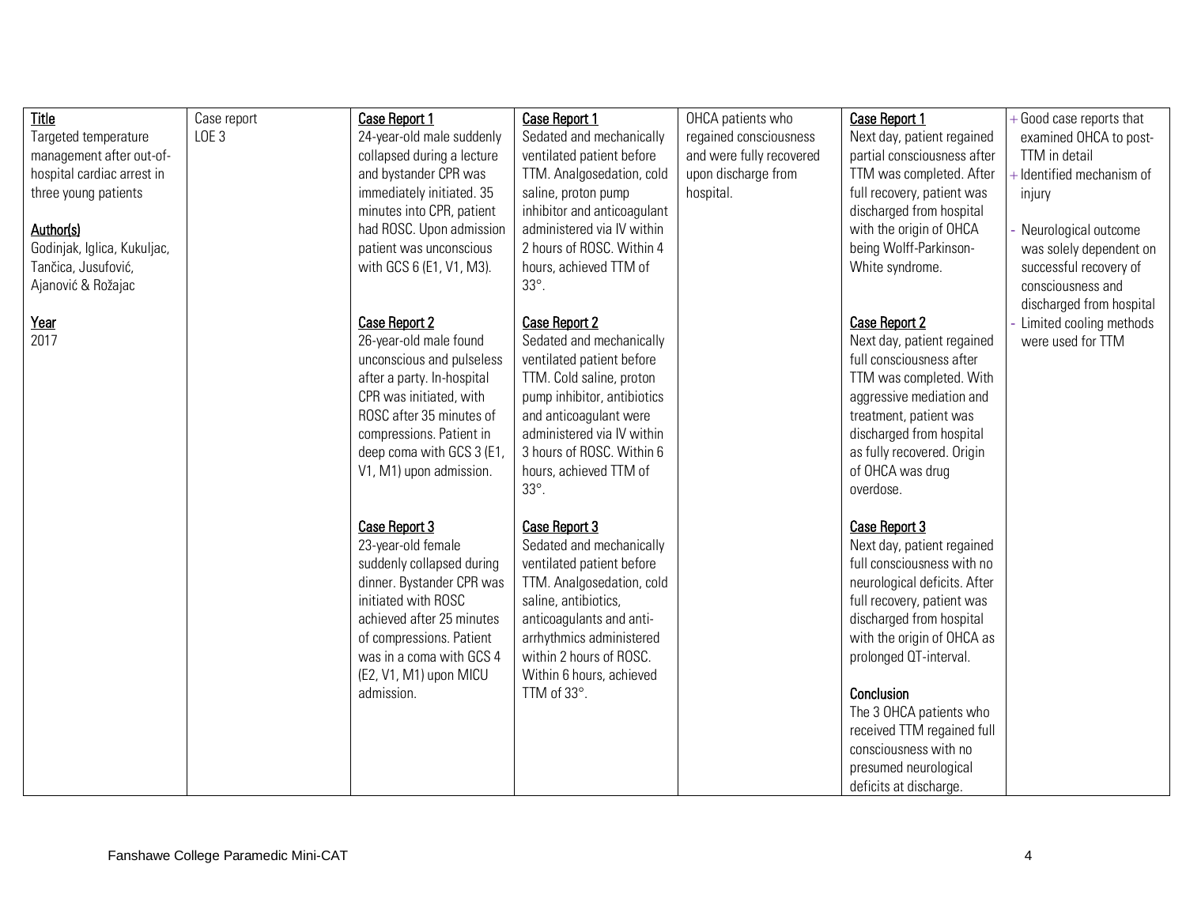| **Title**<br>Targeted temperature management after out-of-hospital cardiac arrest in three young patients<br><br>**Author(s)**<br>Godinjak, Iglica, Kukuljac, Tančica, Jusufović, Ajanović & Rožajac<br><br>**Year**<br>2017 | Case report<br>LOE 3 | **Case Report 1**<br>24-year-old male suddenly collapsed during a lecture and bystander CPR was immediately initiated. 35 minutes into CPR, patient had ROSC. Upon admission patient was unconscious with GCS 6 (E1, V1, M3).<br><br>**Case Report 2**<br>26-year-old male found unconscious and pulseless after a party. In-hospital CPR was initiated, with ROSC after 35 minutes of compressions. Patient in deep coma with GCS 3 (E1, V1, M1) upon admission.<br><br>**Case Report 3**<br>23-year-old female suddenly collapsed during dinner. Bystander CPR was initiated with ROSC achieved after 25 minutes of compressions. Patient was in a coma with GCS 4 (E2, V1, M1) upon MICU admission. | **Case Report 1**<br>Sedated and mechanically ventilated patient before TTM. Analgosedation, cold saline, proton pump inhibitor and anticoagulant administered via IV within 2 hours of ROSC. Within 4 hours, achieved TTM of 33°.<br><br>**Case Report 2**<br>Sedated and mechanically ventilated patient before TTM. Cold saline, proton pump inhibitor, antibiotics and anticoagulant were administered via IV within 3 hours of ROSC. Within 6 hours, achieved TTM of 33°.<br><br>**Case Report 3**<br>Sedated and mechanically ventilated patient before TTM. Analgosedation, cold saline, antibiotics, anticoagulants and anti-arrhythmics administered within 2 hours of ROSC. Within 6 hours, achieved TTM of 33°. | OHCA patients who regained consciousness and were fully recovered upon discharge from hospital. | **Case Report 1**<br>Next day, patient regained partial consciousness after TTM was completed. After full recovery, patient was discharged from hospital with the origin of OHCA being Wolff-Parkinson-White syndrome.<br><br>**Case Report 2**<br>Next day, patient regained full consciousness after TTM was completed. With aggressive mediation and treatment, patient was discharged from hospital as fully recovered. Origin of OHCA was drug overdose.<br><br>**Case Report 3**<br>Next day, patient regained full consciousness with no neurological deficits. After full recovery, patient was discharged from hospital with the origin of OHCA as prolonged QT-interval.<br><br>**Conclusion**<br>The 3 OHCA patients who received TTM regained full consciousness with no presumed neurological deficits at discharge. | + Good case reports that examined OHCA to post-TTM in detail<br>+ Identified mechanism of injury<br><br>- Neurological outcome was solely dependent on successful recovery of consciousness and discharged from hospital<br>- Limited cooling methods were used for TTM |
|---|---|---|---|---|---|---|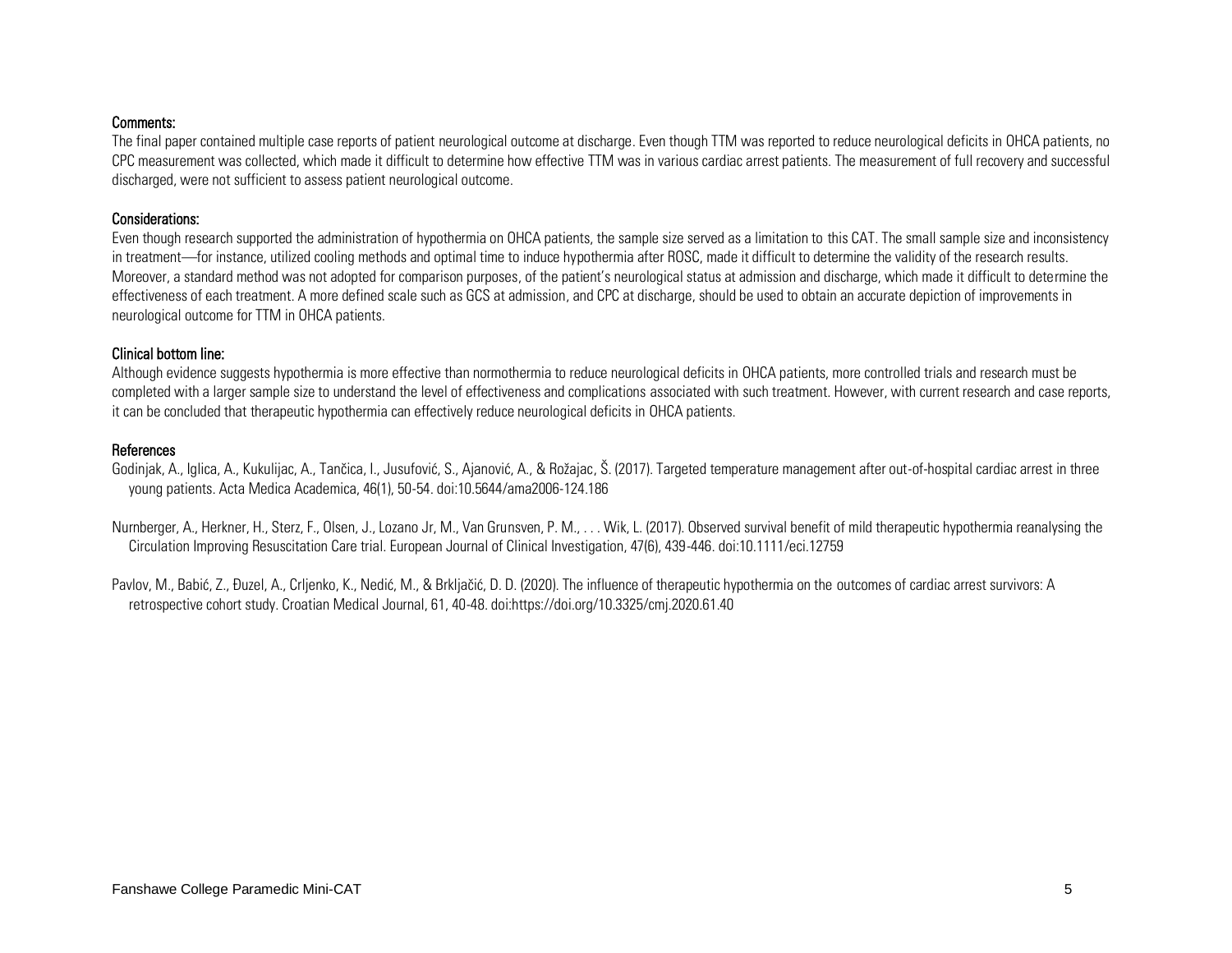### Comments:

The final paper contained multiple case reports of patient neurological outcome at discharge. Even though TTM was reported to reduce neurological deficits in OHCA patients, no CPC measurement was collected, which made it difficult to determine how effective TTM was in various cardiac arrest patients. The measurement of full recovery and successful discharged, were not sufficient to assess patient neurological outcome.

### Considerations:

Even though research supported the administration of hypothermia on OHCA patients, the sample size served as a limitation to this CAT. The small sample size and inconsistency in treatment—for instance, utilized cooling methods and optimal time to induce hypothermia after ROSC, made it difficult to determine the validity of the research results. Moreover, a standard method was not adopted for comparison purposes, of the patient's neurological status at admission and discharge, which made it difficult to determine the effectiveness of each treatment. A more defined scale such as GCS at admission, and CPC at discharge, should be used to obtain an accurate depiction of improvements in neurological outcome for TTM in OHCA patients.

### Clinical bottom line:

Although evidence suggests hypothermia is more effective than normothermia to reduce neurological deficits in OHCA patients, more controlled trials and research must be completed with a larger sample size to understand the level of effectiveness and complications associated with such treatment. However, with current research and case reports, it can be concluded that therapeutic hypothermia can effectively reduce neurological deficits in OHCA patients.

### References

Godinjak, A., Iglica, A., Kukulijac, A., Tančica, I., Jusufović, S., Ajanović, A., & Rožajac, Š. (2017). Targeted temperature management after out-of-hospital cardiac arrest in three young patients. Acta Medica Academica, 46(1), 50-54. doi:10.5644/ama2006-124.186

Nurnberger, A., Herkner, H., Sterz, F., Olsen, J., Lozano Jr, M., Van Grunsven, P. M., . . . Wik, L. (2017). Observed survival benefit of mild therapeutic hypothermia reanalysing the Circulation Improving Resuscitation Care trial. European Journal of Clinical Investigation, 47(6), 439-446. doi:10.1111/eci.12759

Pavlov, M., Babić, Z., Đuzel, A., Crljenko, K., Nedić, M., & Brkljačić, D. D. (2020). The influence of therapeutic hypothermia on the outcomes of cardiac arrest survivors: A retrospective cohort study. Croatian Medical Journal, 61, 40-48. doi:https://doi.org/10.3325/cmj.2020.61.40